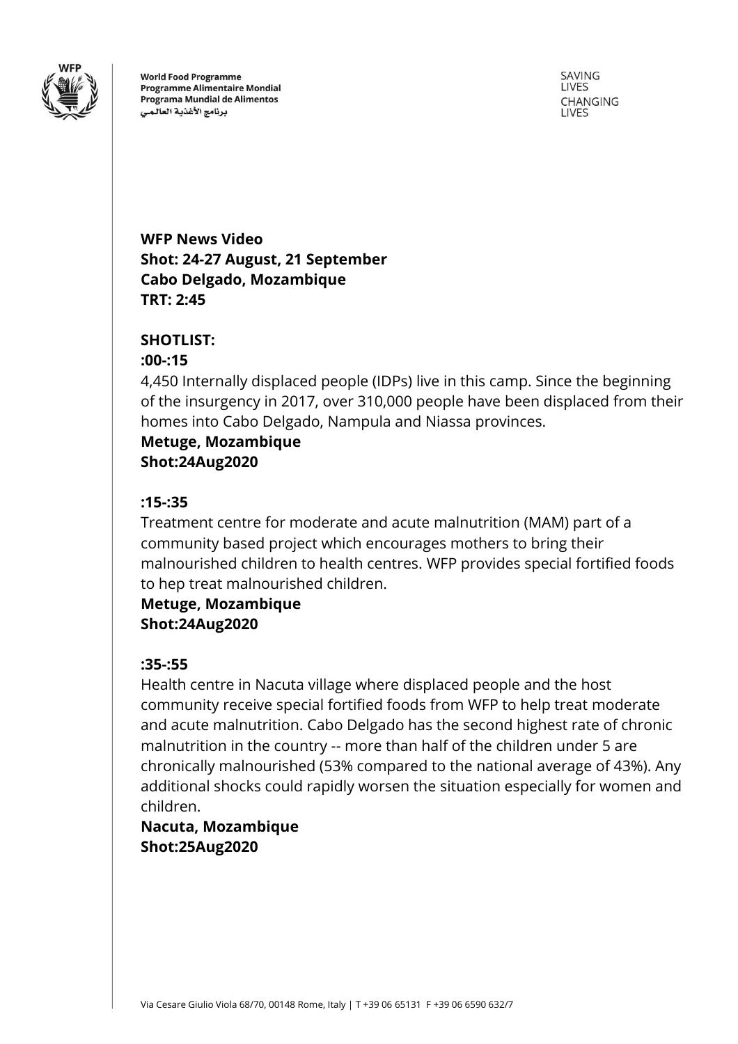World Food Programme
Programme Alimentaire Mondial
Programa Mundial de Alimentos
برنامج الأغذية العالمي

SAVING LIVES
CHANGING LIVES

**WFP News Video**
**Shot: 24-27 August, 21 September**
**Cabo Delgado, Mozambique**
**TRT: 2:45**

**SHOTLIST:**

**:00-:15**

4,450 Internally displaced people (IDPs) live in this camp. Since the beginning of the insurgency in 2017, over 310,000 people have been displaced from their homes into Cabo Delgado, Nampula and Niassa provinces.

**Metuge, Mozambique**
**Shot:24Aug2020**

**:15-:35**

Treatment centre for moderate and acute malnutrition (MAM) part of a community based project which encourages mothers to bring their malnourished children to health centres. WFP provides special fortified foods to hep treat malnourished children.

**Metuge, Mozambique**
**Shot:24Aug2020**

**:35-:55**

Health centre in Nacuta village where displaced people and the host community receive special fortified foods from WFP to help treat moderate and acute malnutrition. Cabo Delgado has the second highest rate of chronic malnutrition in the country -- more than half of the children under 5 are chronically malnourished (53% compared to the national average of 43%). Any additional shocks could rapidly worsen the situation especially for women and children.

**Nacuta, Mozambique**
**Shot:25Aug2020**

Via Cesare Giulio Viola 68/70, 00148 Rome, Italy | T +39 06 65131 F +39 06 6590 632/7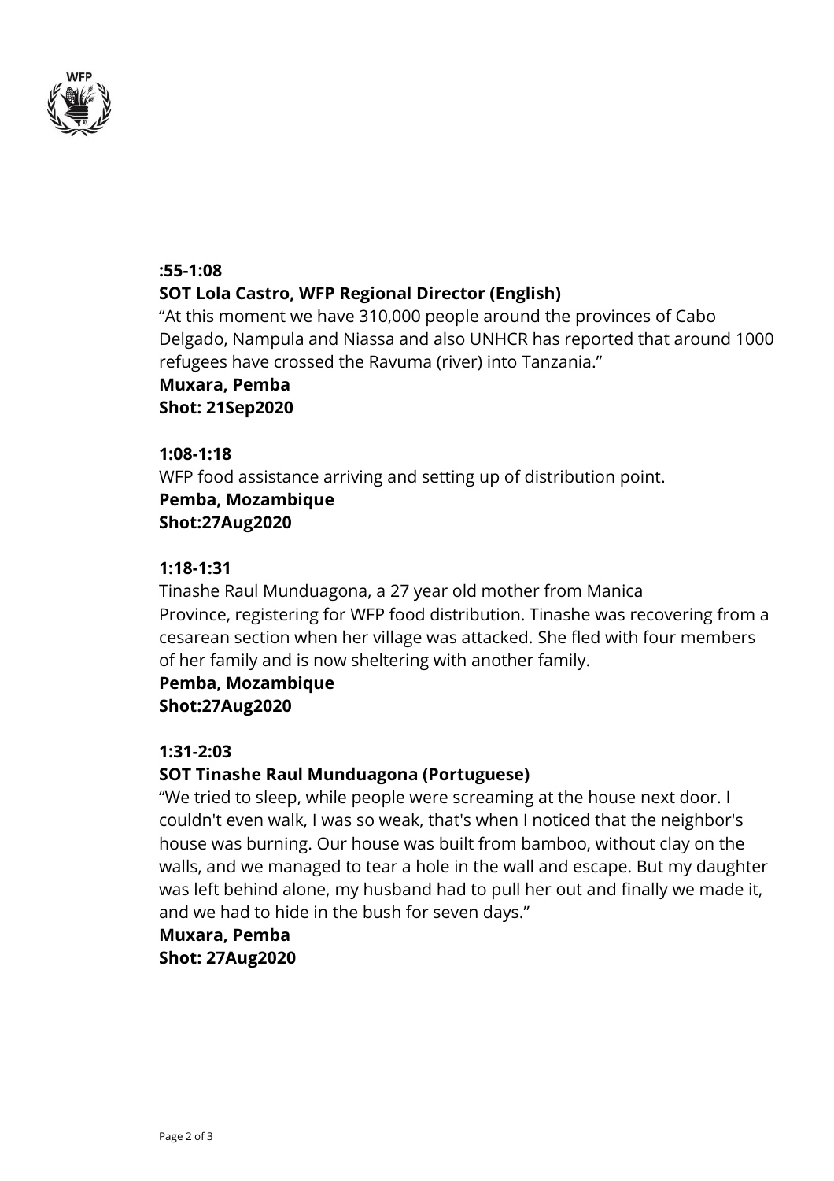**:55-1:08**

**SOT Lola Castro, WFP Regional Director (English)**

"At this moment we have 310,000 people around the provinces of Cabo Delgado, Nampula and Niassa and also UNHCR has reported that around 1000 refugees have crossed the Ravuma (river) into Tanzania."

**Muxara, Pemba**

**Shot: 21Sep2020**

**1:08-1:18**

WFP food assistance arriving and setting up of distribution point.

**Pemba, Mozambique**

**Shot:27Aug2020**

**1:18-1:31**

Tinashe Raul Munduagona, a 27 year old mother from Manica Province, registering for WFP food distribution. Tinashe was recovering from a cesarean section when her village was attacked. She fled with four members of her family and is now sheltering with another family.

**Pemba, Mozambique**

**Shot:27Aug2020**

**1:31-2:03**

**SOT Tinashe Raul Munduagona (Portuguese)**

"We tried to sleep, while people were screaming at the house next door. I couldn't even walk, I was so weak, that's when I noticed that the neighbor's house was burning. Our house was built from bamboo, without clay on the walls, and we managed to tear a hole in the wall and escape. But my daughter was left behind alone, my husband had to pull her out and finally we made it, and we had to hide in the bush for seven days."

**Muxara, Pemba**

**Shot: 27Aug2020**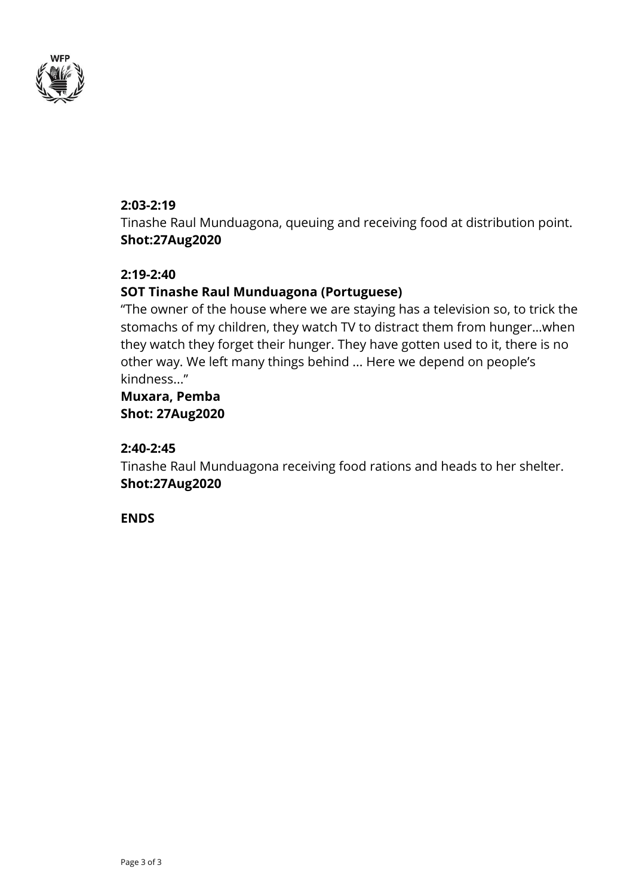**2:03-2:19**
Tinashe Raul Munduagona, queuing and receiving food at distribution point.
**Shot:27Aug2020**

**2:19-2:40**
**SOT Tinashe Raul Munduagona (Portuguese)**
“The owner of the house where we are staying has a television so, to trick the stomachs of my children, they watch TV to distract them from hunger…when they watch they forget their hunger. They have gotten used to it, there is no other way. We left many things behind ... Here we depend on people’s kindness...”
**Muxara, Pemba**
**Shot: 27Aug2020**

**2:40-2:45**
Tinashe Raul Munduagona receiving food rations and heads to her shelter.
**Shot:27Aug2020**

**ENDS**